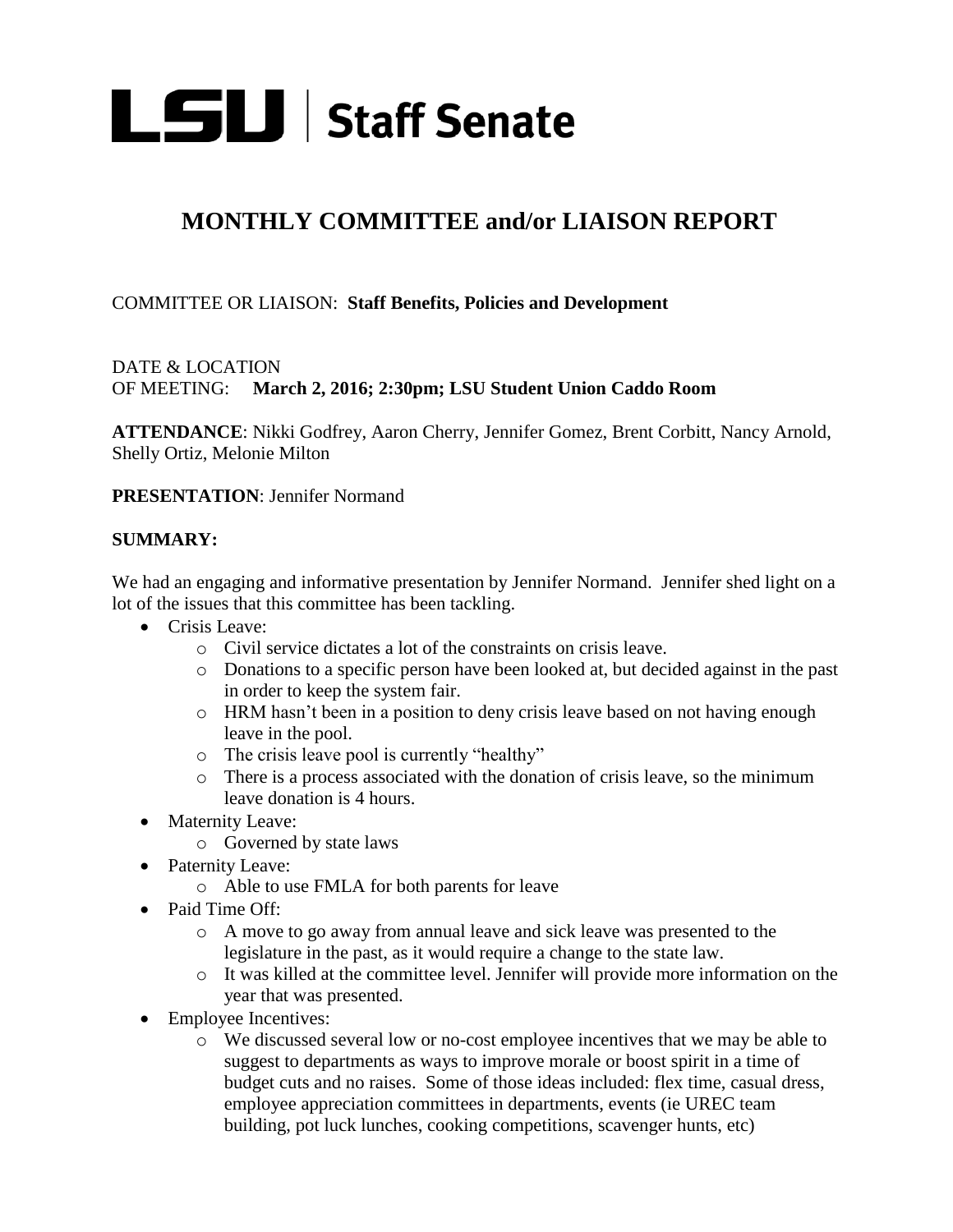# LSU | Staff Senate

## MONTHLY COMMITTEE and/or LIAISON REPORT

COMMITTEE OR LIAISON: **Staff Benefits, Policies and Development**

DATE & LOCATION
OF MEETING: **March 2, 2016; 2:30pm; LSU Student Union Caddo Room**

**ATTENDANCE**: Nikki Godfrey, Aaron Cherry, Jennifer Gomez, Brent Corbitt, Nancy Arnold, Shelly Ortiz, Melonie Milton

**PRESENTATION**: Jennifer Normand

**SUMMARY:**

We had an engaging and informative presentation by Jennifer Normand. Jennifer shed light on a lot of the issues that this committee has been tackling.

- Crisis Leave:
  - Civil service dictates a lot of the constraints on crisis leave.
  - Donations to a specific person have been looked at, but decided against in the past in order to keep the system fair.
  - HRM hasn't been in a position to deny crisis leave based on not having enough leave in the pool.
  - The crisis leave pool is currently "healthy"
  - There is a process associated with the donation of crisis leave, so the minimum leave donation is 4 hours.
- Maternity Leave:
  - Governed by state laws
- Paternity Leave:
  - Able to use FMLA for both parents for leave
- Paid Time Off:
  - A move to go away from annual leave and sick leave was presented to the legislature in the past, as it would require a change to the state law.
  - It was killed at the committee level. Jennifer will provide more information on the year that was presented.
- Employee Incentives:
  - We discussed several low or no-cost employee incentives that we may be able to suggest to departments as ways to improve morale or boost spirit in a time of budget cuts and no raises. Some of those ideas included: flex time, casual dress, employee appreciation committees in departments, events (ie UREC team building, pot luck lunches, cooking competitions, scavenger hunts, etc)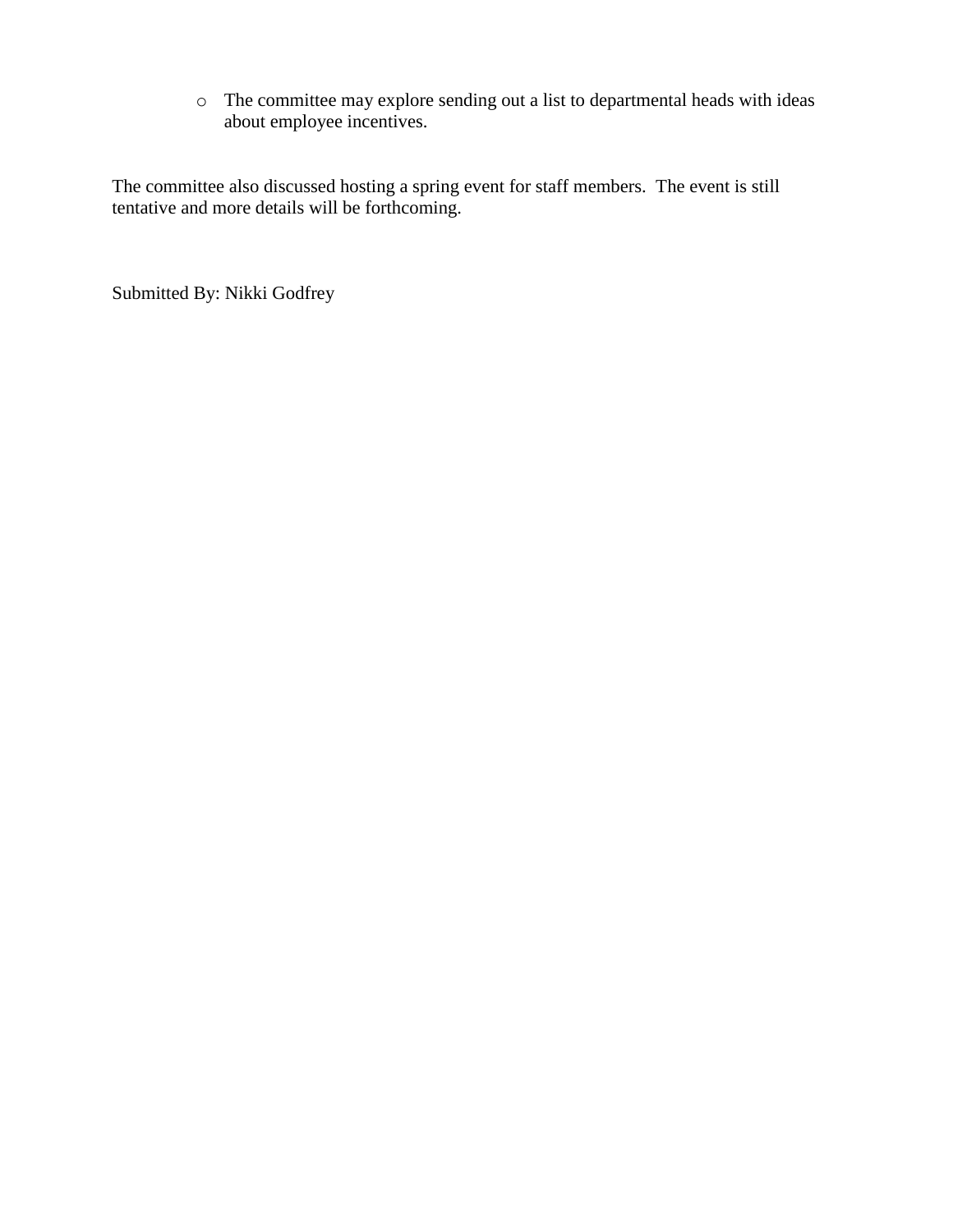- The committee may explore sending out a list to departmental heads with ideas about employee incentives.

The committee also discussed hosting a spring event for staff members. The event is still tentative and more details will be forthcoming.

Submitted By: Nikki Godfrey